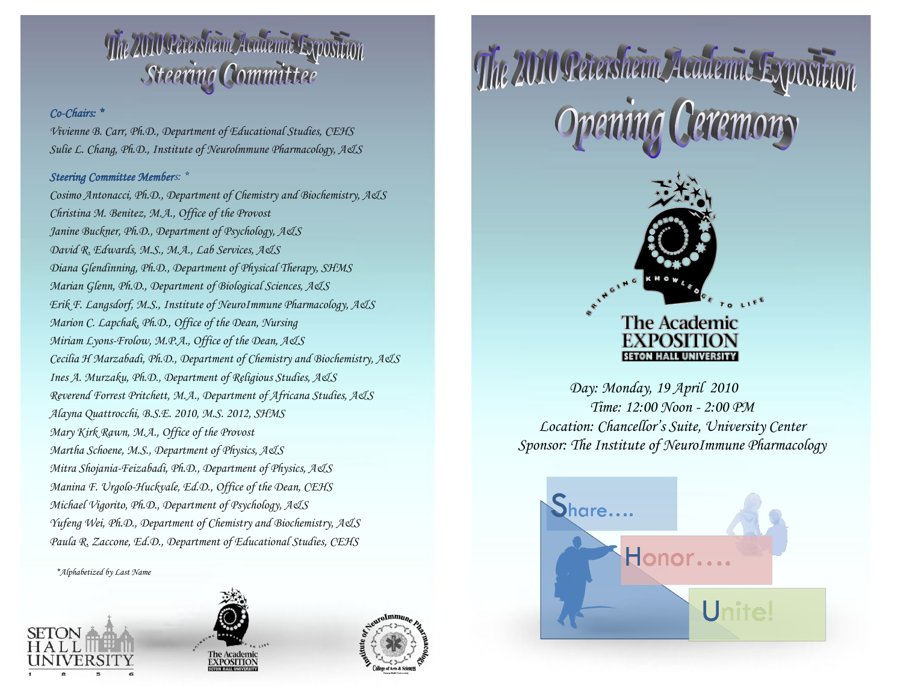# The 2010 Petersheim Academic Exposition Steering Committee

*Co-Chairs: **

*Vivienne B. Carr, Ph.D., Department of Educational Studies, CEHS*
*Sulie L. Chang, Ph.D., Institute of NeuroImmune Pharmacology, A&S*

*Steering Committee Members: **

*Cosimo Antonacci, Ph.D., Department of Chemistry and Biochemistry, A&S*
*Christina M. Benitez, M.A., Office of the Provost*
*Janine Buckner, Ph.D., Department of Psychology, A&S*
*David R. Edwards, M.S., M.A., Lab Services, A&S*
*Diana Glendinning, Ph.D., Department of Physical Therapy, SHMS*
*Marian Glenn, Ph.D., Department of Biological Sciences, A&S*
*Erik F. Langsdorf, M.S., Institute of NeuroImmune Pharmacology, A&S*
*Marion C. Lapchak, Ph.D., Office of the Dean, Nursing*
*Miriam Lyons-Frolow, M.P.A., Office of the Dean, A&S*
*Cecilia H Marzabadi, Ph.D., Department of Chemistry and Biochemistry, A&S*
*Ines A. Murzaku, Ph.D., Department of Religious Studies, A&S*
*Reverend Forrest Pritchett, M.A., Department of Africana Studies, A&S*
*Alayna Quattrocchi, B.S.E. 2010, M.S. 2012, SHMS*
*Mary Kirk Rawn, M.A., Office of the Provost*
*Martha Schoene, M.S., Department of Physics, A&S*
*Mitra Shojania-Feizabadi, Ph.D., Department of Physics, A&S*
*Manina F. Urgolo-Huckvale, Ed.D., Office of the Dean, CEHS*
*Michael Vigorito, Ph.D., Department of Psychology, A&S*
*Yufeng Wei, Ph.D., Department of Chemistry and Biochemistry, A&S*
*Paula R. Zaccone, Ed.D., Department of Educational Studies, CEHS*

*\*Alphabetized by Last Name*

Seton Hall University 1856 — The Academic Exposition, Seton Hall University — Institute of NeuroImmune Pharmacology, College of Arts & Sciences

# The 2010 Petersheim Academic Exposition Opening Ceremony

Bringing Knowledge to Life

The Academic Exposition
Seton Hall University

*Day: Monday, 19 April 2010*
*Time: 12:00 Noon - 2:00 PM*
*Location: Chancellor's Suite, University Center*
*Sponsor: The Institute of NeuroImmune Pharmacology*

Share....
Honor....
Unite!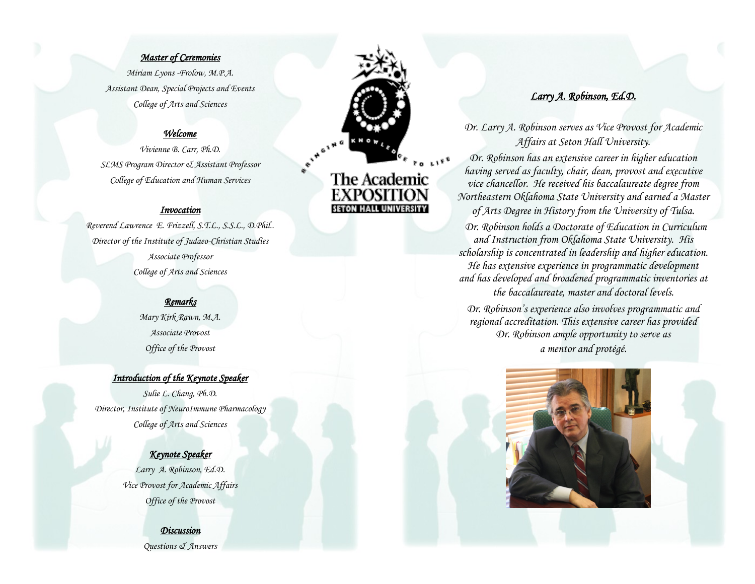### *Master of Ceremonies*

*Miriam Lyons -Frolow, M.P.A.*

*Assistant Dean, Special Projects and Events*

*College of Arts and Sciences*

### *Welcome*

*Vivienne B. Carr, Ph.D.*

*SLMS Program Director & Assistant Professor*

*College of Education and Human Services*

### *Invocation*

*Reverend Lawrence E. Frizzell, S.T.L., S.S.L., D.Phil..*

*Director of the Institute of Judaeo-Christian Studies*

*Associate Professor*

*College of Arts and Sciences*

### *Remarks*

*Mary Kirk Rawn, M.A.*

*Associate Provost*

*Office of the Provost*

### *Introduction of the Keynote Speaker*

*Sulie L. Chang, Ph.D.*

*Director, Institute of NeuroImmune Pharmacology*

*College of Arts and Sciences*

### *Keynote Speaker*

*Larry A. Robinson, Ed.D.*

*Vice Provost for Academic Affairs*

*Office of the Provost*

### *Discussion*

*Questions & Answers*

BRINGING KNOWLEDGE TO LIFE

The Academic EXPOSITION

SETON HALL UNIVERSITY

## *Larry A. Robinson, Ed.D.*

*Dr. Larry A. Robinson serves as Vice Provost for Academic Affairs at Seton Hall University.*

*Dr. Robinson has an extensive career in higher education having served as faculty, chair, dean, provost and executive vice chancellor. He received his baccalaureate degree from Northeastern Oklahoma State University and earned a Master of Arts Degree in History from the University of Tulsa.*

*Dr. Robinson holds a Doctorate of Education in Curriculum and Instruction from Oklahoma State University. His scholarship is concentrated in leadership and higher education. He has extensive experience in programmatic development and has developed and broadened programmatic inventories at the baccalaureate, master and doctoral levels.*

*Dr. Robinson's experience also involves programmatic and regional accreditation. This extensive career has provided Dr. Robinson ample opportunity to serve as a mentor and protégé.*